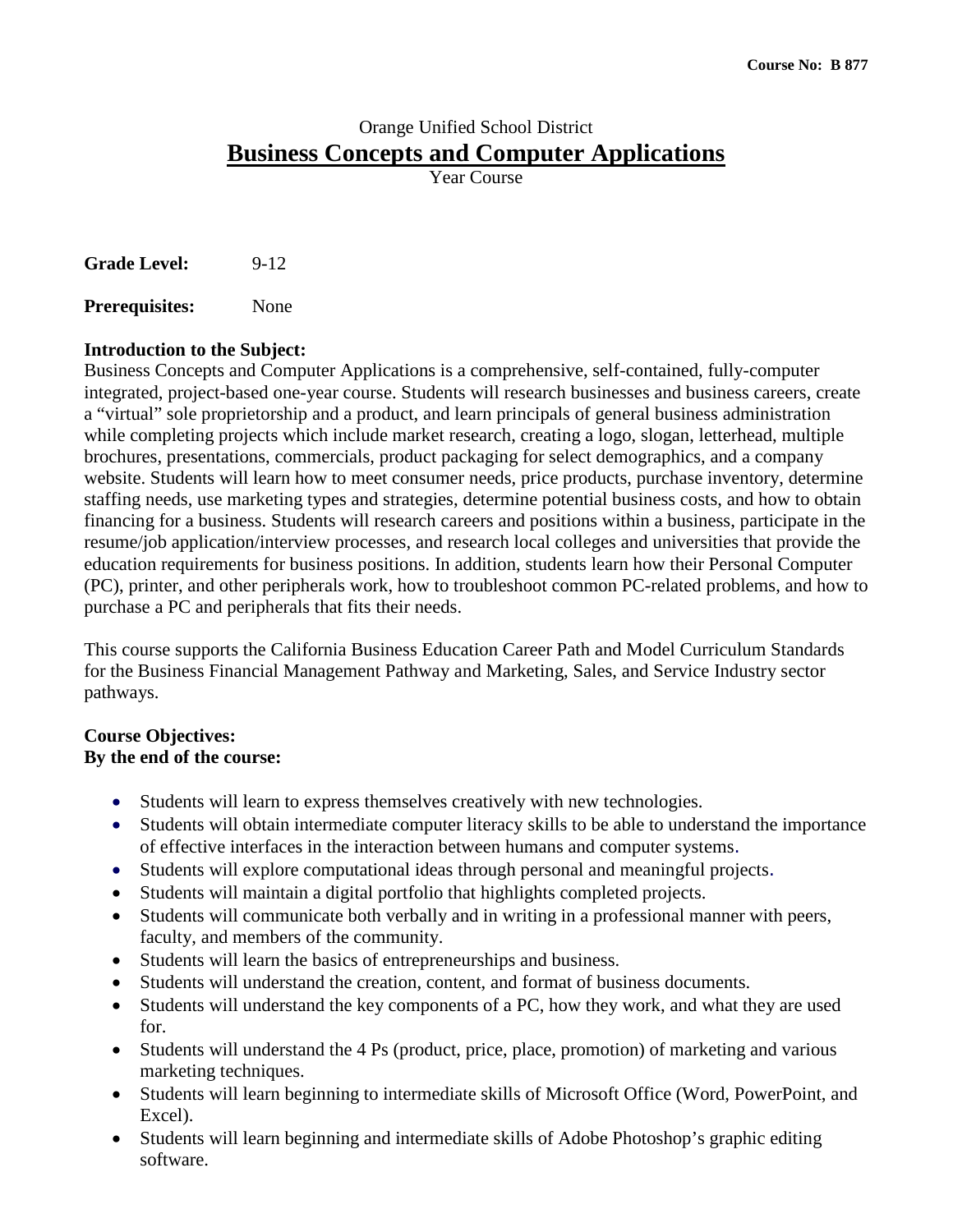**Course No: B 877**

Orange Unified School District

# Business Concepts and Computer Applications

Year Course

**Grade Level:** 9-12

**Prerequisites:** None

**Introduction to the Subject:**

Business Concepts and Computer Applications is a comprehensive, self-contained, fully-computer integrated, project-based one-year course. Students will research businesses and business careers, create a "virtual" sole proprietorship and a product, and learn principals of general business administration while completing projects which include market research, creating a logo, slogan, letterhead, multiple brochures, presentations, commercials, product packaging for select demographics, and a company website. Students will learn how to meet consumer needs, price products, purchase inventory, determine staffing needs, use marketing types and strategies, determine potential business costs, and how to obtain financing for a business. Students will research careers and positions within a business, participate in the resume/job application/interview processes, and research local colleges and universities that provide the education requirements for business positions. In addition, students learn how their Personal Computer (PC), printer, and other peripherals work, how to troubleshoot common PC-related problems, and how to purchase a PC and peripherals that fits their needs.

This course supports the California Business Education Career Path and Model Curriculum Standards for the Business Financial Management Pathway and Marketing, Sales, and Service Industry sector pathways.

**Course Objectives:**
**By the end of the course:**

- Students will learn to express themselves creatively with new technologies.
- Students will obtain intermediate computer literacy skills to be able to understand the importance of effective interfaces in the interaction between humans and computer systems.
- Students will explore computational ideas through personal and meaningful projects.
- Students will maintain a digital portfolio that highlights completed projects.
- Students will communicate both verbally and in writing in a professional manner with peers, faculty, and members of the community.
- Students will learn the basics of entrepreneurships and business.
- Students will understand the creation, content, and format of business documents.
- Students will understand the key components of a PC, how they work, and what they are used for.
- Students will understand the 4 Ps (product, price, place, promotion) of marketing and various marketing techniques.
- Students will learn beginning to intermediate skills of Microsoft Office (Word, PowerPoint, and Excel).
- Students will learn beginning and intermediate skills of Adobe Photoshop's graphic editing software.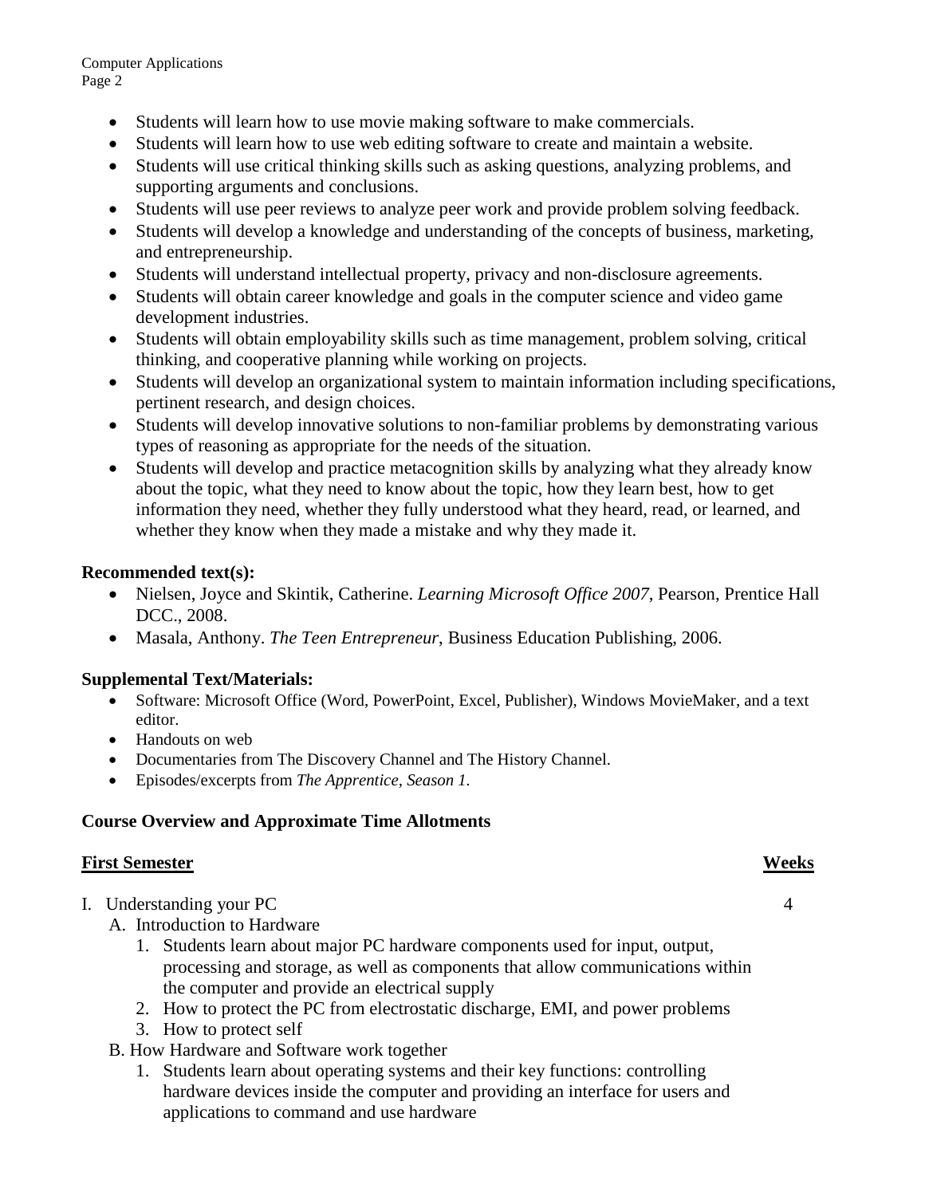- Students will learn how to use movie making software to make commercials.
- Students will learn how to use web editing software to create and maintain a website.
- Students will use critical thinking skills such as asking questions, analyzing problems, and supporting arguments and conclusions.
- Students will use peer reviews to analyze peer work and provide problem solving feedback.
- Students will develop a knowledge and understanding of the concepts of business, marketing, and entrepreneurship.
- Students will understand intellectual property, privacy and non-disclosure agreements.
- Students will obtain career knowledge and goals in the computer science and video game development industries.
- Students will obtain employability skills such as time management, problem solving, critical thinking, and cooperative planning while working on projects.
- Students will develop an organizational system to maintain information including specifications, pertinent research, and design choices.
- Students will develop innovative solutions to non-familiar problems by demonstrating various types of reasoning as appropriate for the needs of the situation.
- Students will develop and practice metacognition skills by analyzing what they already know about the topic, what they need to know about the topic, how they learn best, how to get information they need, whether they fully understood what they heard, read, or learned, and whether they know when they made a mistake and why they made it.

**Recommended text(s):**

- Nielsen, Joyce and Skintik, Catherine. *Learning Microsoft Office 2007*, Pearson, Prentice Hall DCC., 2008.
- Masala, Anthony. *The Teen Entrepreneur*, Business Education Publishing, 2006.

**Supplemental Text/Materials:**

- Software: Microsoft Office (Word, PowerPoint, Excel, Publisher), Windows MovieMaker, and a text editor.
- Handouts on web
- Documentaries from The Discovery Channel and The History Channel.
- Episodes/excerpts from *The Apprentice, Season 1.*

**Course Overview and Approximate Time Allotments**

| **First Semester** | **Weeks** |
|---|---|
| I. Understanding your PC | 4 |

I. Understanding your PC
   A. Introduction to Hardware
      1. Students learn about major PC hardware components used for input, output, processing and storage, as well as components that allow communications within the computer and provide an electrical supply
      2. How to protect the PC from electrostatic discharge, EMI, and power problems
      3. How to protect self
   B. How Hardware and Software work together
      1. Students learn about operating systems and their key functions: controlling hardware devices inside the computer and providing an interface for users and applications to command and use hardware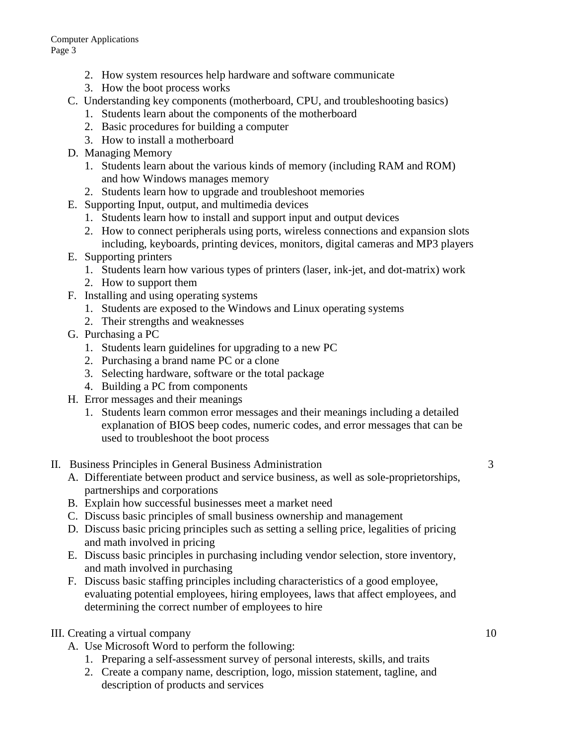2. How system resources help hardware and software communicate
3. How the boot process works

C. Understanding key components (motherboard, CPU, and troubleshooting basics)
1. Students learn about the components of the motherboard
2. Basic procedures for building a computer
3. How to install a motherboard

D. Managing Memory
1. Students learn about the various kinds of memory (including RAM and ROM) and how Windows manages memory
2. Students learn how to upgrade and troubleshoot memories

E. Supporting Input, output, and multimedia devices
1. Students learn how to install and support input and output devices
2. How to connect peripherals using ports, wireless connections and expansion slots including, keyboards, printing devices, monitors, digital cameras and MP3 players

E. Supporting printers
1. Students learn how various types of printers (laser, ink-jet, and dot-matrix) work
2. How to support them

F. Installing and using operating systems
1. Students are exposed to the Windows and Linux operating systems
2. Their strengths and weaknesses

G. Purchasing a PC
1. Students learn guidelines for upgrading to a new PC
2. Purchasing a brand name PC or a clone
3. Selecting hardware, software or the total package
4. Building a PC from components

H. Error messages and their meanings
1. Students learn common error messages and their meanings including a detailed explanation of BIOS beep codes, numeric codes, and error messages that can be used to troubleshoot the boot process

II. Business Principles in General Business Administration — 3

A. Differentiate between product and service business, as well as sole-proprietorships, partnerships and corporations
B. Explain how successful businesses meet a market need
C. Discuss basic principles of small business ownership and management
D. Discuss basic pricing principles such as setting a selling price, legalities of pricing and math involved in pricing
E. Discuss basic principles in purchasing including vendor selection, store inventory, and math involved in purchasing
F. Discuss basic staffing principles including characteristics of a good employee, evaluating potential employees, hiring employees, laws that affect employees, and determining the correct number of employees to hire

III. Creating a virtual company — 10

A. Use Microsoft Word to perform the following:
1. Preparing a self-assessment survey of personal interests, skills, and traits
2. Create a company name, description, logo, mission statement, tagline, and description of products and services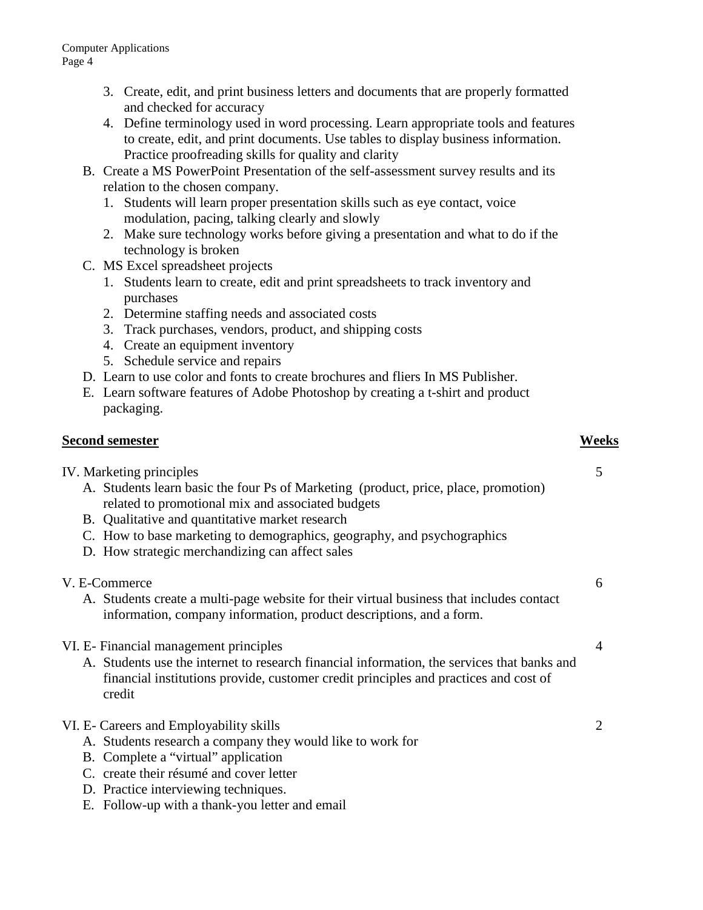3. Create, edit, and print business letters and documents that are properly formatted and checked for accuracy
4. Define terminology used in word processing. Learn appropriate tools and features to create, edit, and print documents. Use tables to display business information. Practice proofreading skills for quality and clarity

B. Create a MS PowerPoint Presentation of the self-assessment survey results and its relation to the chosen company.
   1. Students will learn proper presentation skills such as eye contact, voice modulation, pacing, talking clearly and slowly
   2. Make sure technology works before giving a presentation and what to do if the technology is broken

C. MS Excel spreadsheet projects
   1. Students learn to create, edit and print spreadsheets to track inventory and purchases
   2. Determine staffing needs and associated costs
   3. Track purchases, vendors, product, and shipping costs
   4. Create an equipment inventory
   5. Schedule service and repairs

D. Learn to use color and fonts to create brochures and fliers In MS Publisher.

E. Learn software features of Adobe Photoshop by creating a t-shirt and product packaging.

| **Second semester** | **Weeks** |
|---|---|
| IV. Marketing principles | 5 |
| V. E-Commerce | 6 |
| VI. E- Financial management principles | 4 |
| VI. E- Careers and Employability skills | 2 |

IV. Marketing principles — 5

A. Students learn basic the four Ps of Marketing (product, price, place, promotion) related to promotional mix and associated budgets
B. Qualitative and quantitative market research
C. How to base marketing to demographics, geography, and psychographics
D. How strategic merchandizing can affect sales

V. E-Commerce — 6

A. Students create a multi-page website for their virtual business that includes contact information, company information, product descriptions, and a form.

VI. E- Financial management principles — 4

A. Students use the internet to research financial information, the services that banks and financial institutions provide, customer credit principles and practices and cost of credit

VI. E- Careers and Employability skills — 2

A. Students research a company they would like to work for
B. Complete a “virtual” application
C. create their résumé and cover letter
D. Practice interviewing techniques.
E. Follow-up with a thank-you letter and email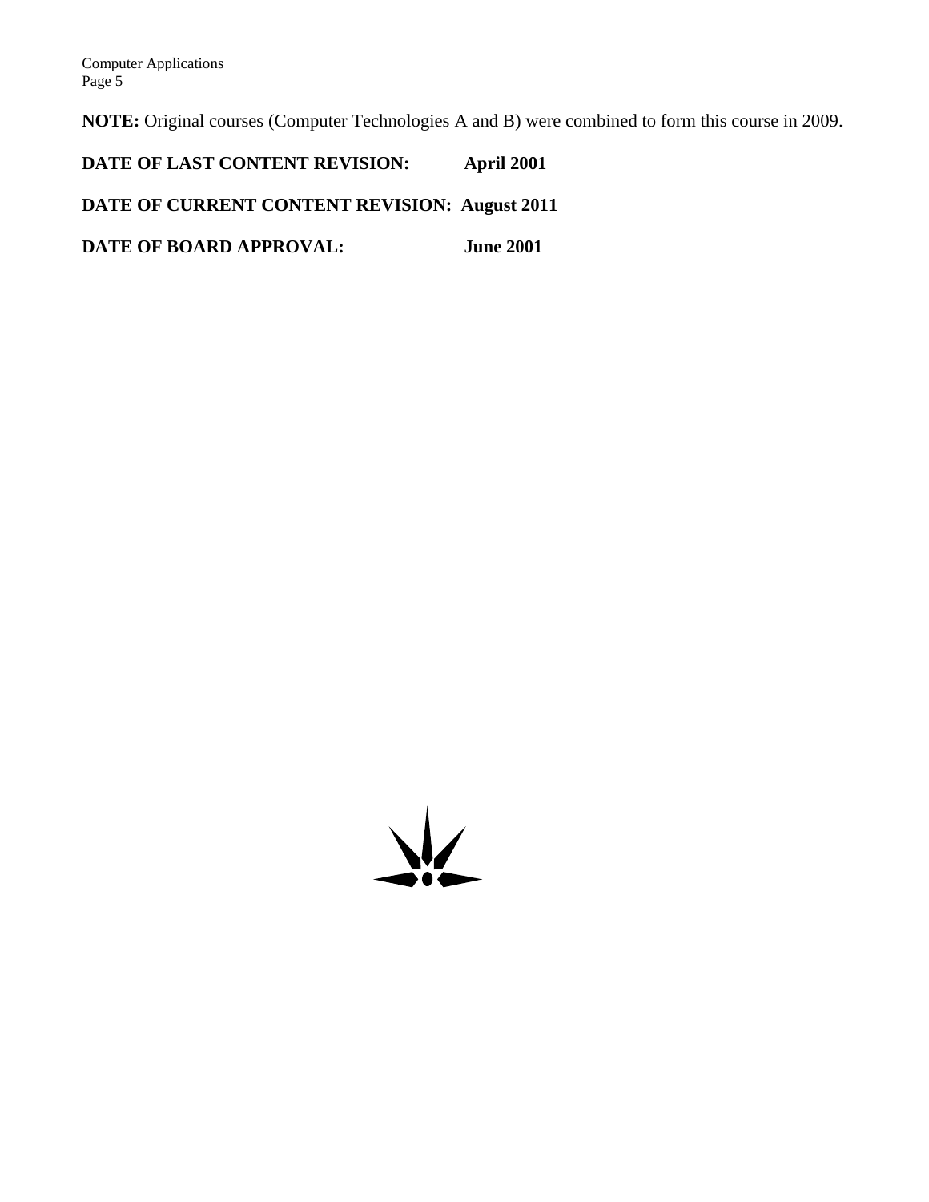**NOTE:** Original courses (Computer Technologies A and B) were combined to form this course in 2009.

**DATE OF LAST CONTENT REVISION:** **April 2001**

**DATE OF CURRENT CONTENT REVISION:** **August 2011**

**DATE OF BOARD APPROVAL:** **June 2001**